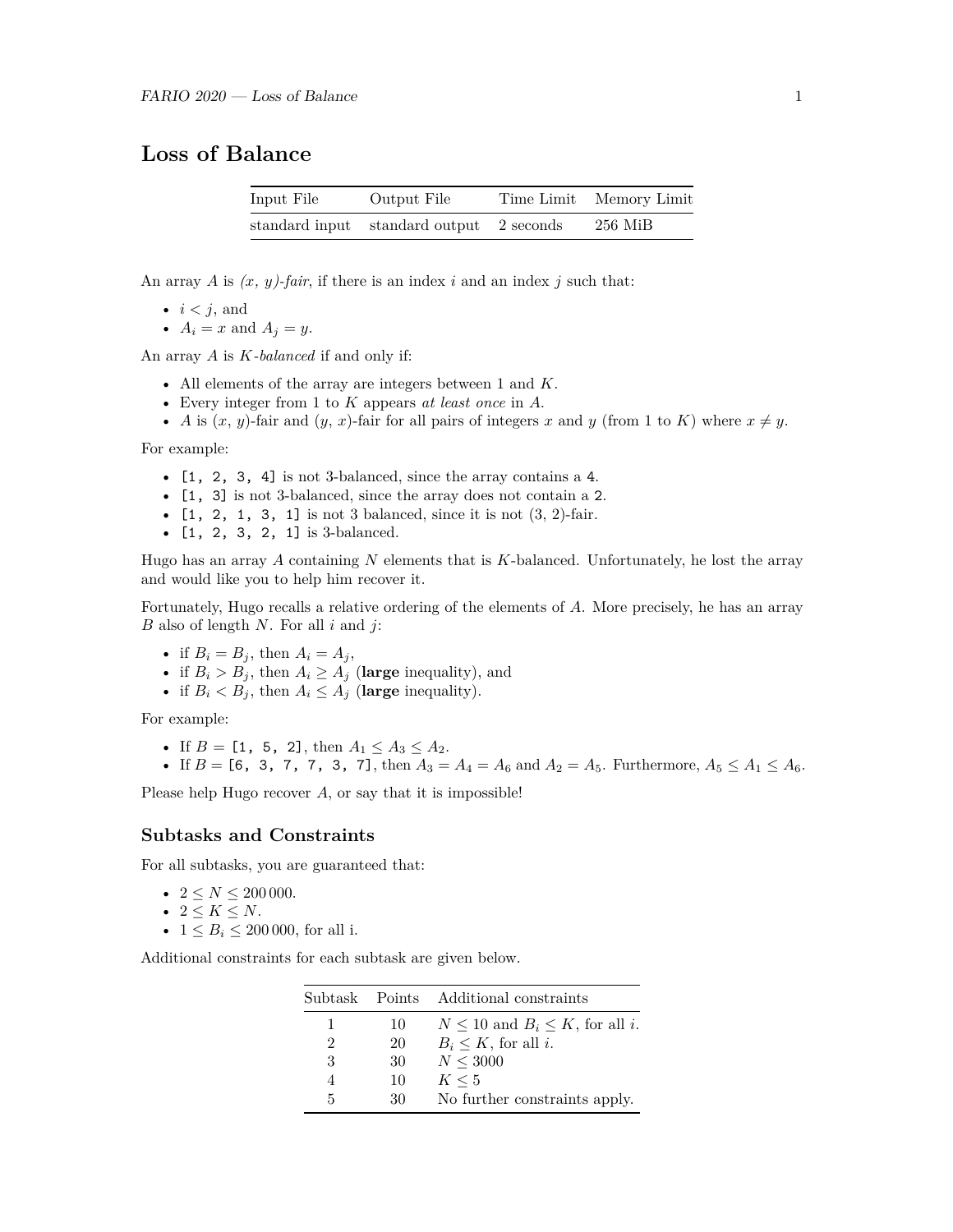# Loss of Balance

| Input File | Output File | Time Limit | Memory Limit |
|---|---|---|---|
| standard input | standard output | 2 seconds | 256 MiB |

An array $A$ is *(x, y)-fair*, if there is an index $i$ and an index $j$ such that:

- $i < j$, and
- $A_i = x$ and $A_j = y$.

An array $A$ is *K-balanced* if and only if:

- All elements of the array are integers between 1 and $K$.
- Every integer from 1 to $K$ appears *at least once* in $A$.
- $A$ is ($x$, $y$)-fair and ($y$, $x$)-fair for all pairs of integers $x$ and $y$ (from 1 to $K$) where $x \neq y$.

For example:

- `[1, 2, 3, 4]` is not 3-balanced, since the array contains a `4`.
- `[1, 3]` is not 3-balanced, since the array does not contain a `2`.
- `[1, 2, 1, 3, 1]` is not 3 balanced, since it is not (3, 2)-fair.
- `[1, 2, 3, 2, 1]` is 3-balanced.

Hugo has an array $A$ containing $N$ elements that is $K$-balanced. Unfortunately, he lost the array and would like you to help him recover it.

Fortunately, Hugo recalls a relative ordering of the elements of $A$. More precisely, he has an array $B$ also of length $N$. For all $i$ and $j$:

- if $B_i = B_j$, then $A_i = A_j$,
- if $B_i > B_j$, then $A_i \geq A_j$ (**large** inequality), and
- if $B_i < B_j$, then $A_i \leq A_j$ (**large** inequality).

For example:

- If $B$ = `[1, 5, 2]`, then $A_1 \leq A_3 \leq A_2$.
- If $B$ = `[6, 3, 7, 7, 3, 7]`, then $A_3 = A_4 = A_6$ and $A_2 = A_5$. Furthermore, $A_5 \leq A_1 \leq A_6$.

Please help Hugo recover $A$, or say that it is impossible!

## Subtasks and Constraints

For all subtasks, you are guaranteed that:

- $2 \leq N \leq 200\,000$.
- $2 \leq K \leq N$.
- $1 \leq B_i \leq 200\,000$, for all i.

Additional constraints for each subtask are given below.

| Subtask | Points | Additional constraints |
|---|---|---|
| 1 | 10 | $N \leq 10$ and $B_i \leq K$, for all $i$. |
| 2 | 20 | $B_i \leq K$, for all $i$. |
| 3 | 30 | $N \leq 3000$ |
| 4 | 10 | $K \leq 5$ |
| 5 | 30 | No further constraints apply. |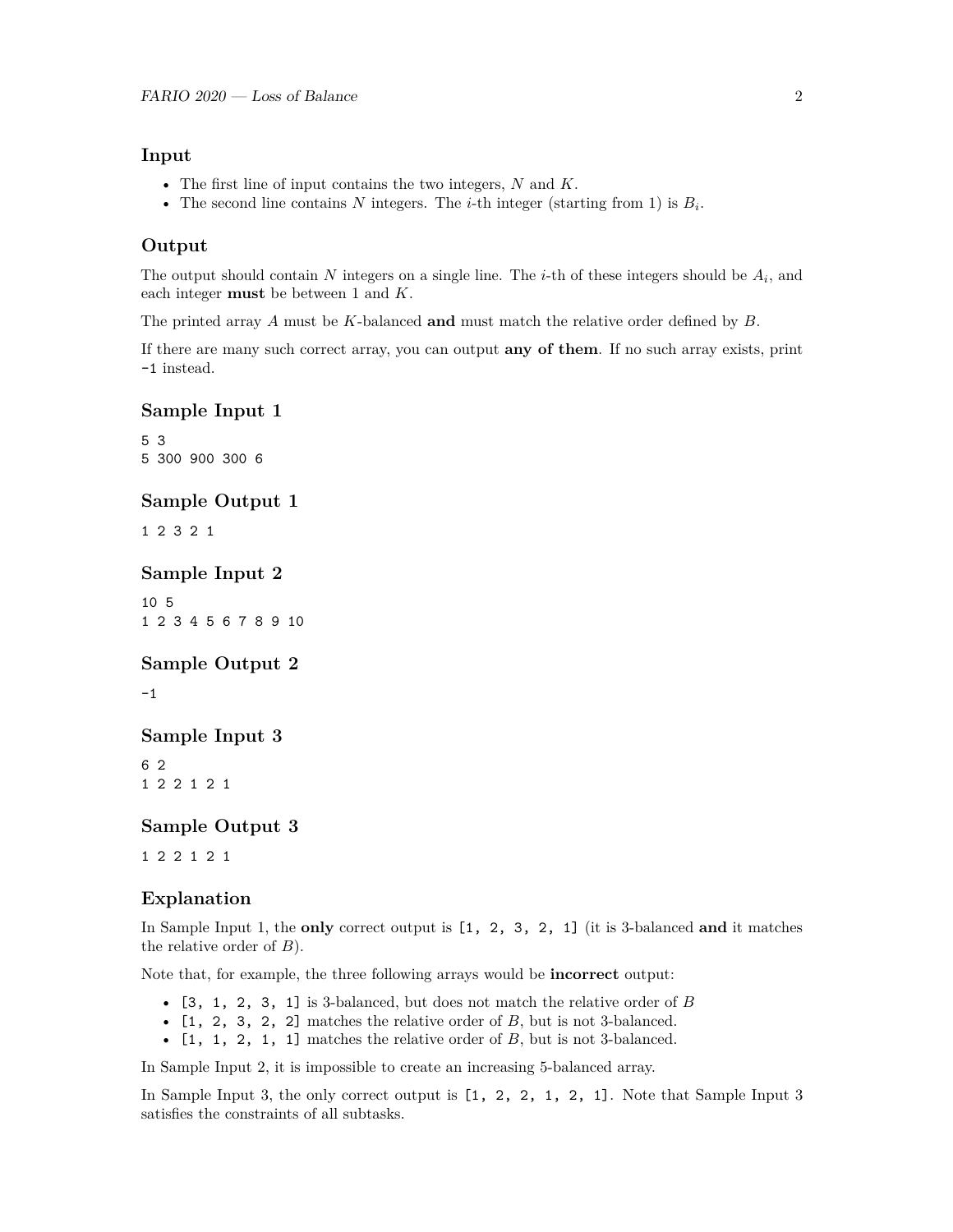## Input

- The first line of input contains the two integers, $N$ and $K$.
- The second line contains $N$ integers. The $i$-th integer (starting from 1) is $B_i$.

## Output

The output should contain $N$ integers on a single line. The $i$-th of these integers should be $A_i$, and each integer **must** be between 1 and $K$.

The printed array $A$ must be $K$-balanced **and** must match the relative order defined by $B$.

If there are many such correct array, you can output **any of them**. If no such array exists, print `-1` instead.

## Sample Input 1

```
5 3
5 300 900 300 6
```

## Sample Output 1

```
1 2 3 2 1
```

## Sample Input 2

```
10 5
1 2 3 4 5 6 7 8 9 10
```

## Sample Output 2

```
-1
```

## Sample Input 3

```
6 2
1 2 2 1 2 1
```

## Sample Output 3

```
1 2 2 1 2 1
```

## Explanation

In Sample Input 1, the **only** correct output is `[1, 2, 3, 2, 1]` (it is 3-balanced **and** it matches the relative order of $B$).

Note that, for example, the three following arrays would be **incorrect** output:

- `[3, 1, 2, 3, 1]` is 3-balanced, but does not match the relative order of $B$
- `[1, 2, 3, 2, 2]` matches the relative order of $B$, but is not 3-balanced.
- `[1, 1, 2, 1, 1]` matches the relative order of $B$, but is not 3-balanced.

In Sample Input 2, it is impossible to create an increasing 5-balanced array.

In Sample Input 3, the only correct output is `[1, 2, 2, 1, 2, 1]`. Note that Sample Input 3 satisfies the constraints of all subtasks.